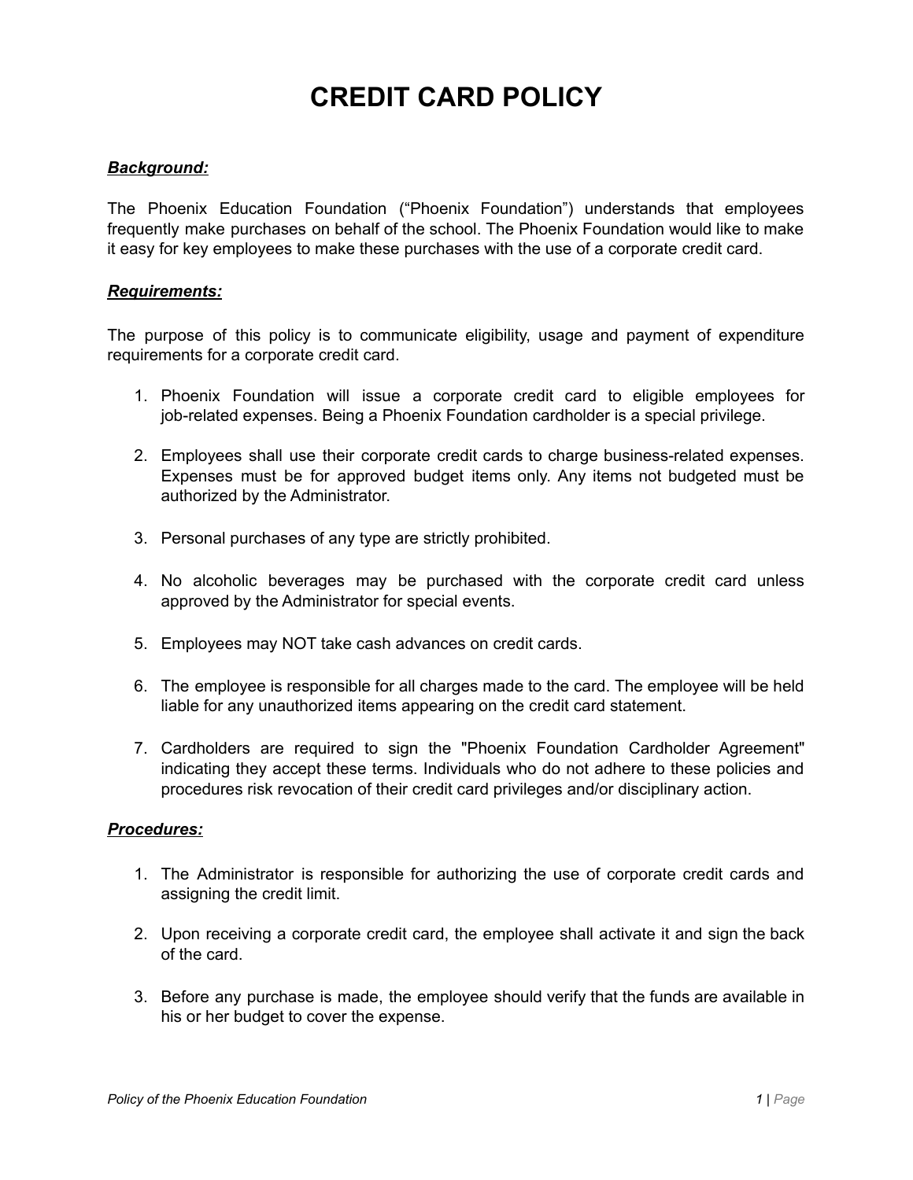# CREDIT CARD POLICY

***Background:***

The Phoenix Education Foundation ("Phoenix Foundation") understands that employees frequently make purchases on behalf of the school. The Phoenix Foundation would like to make it easy for key employees to make these purchases with the use of a corporate credit card.

***Requirements:***

The purpose of this policy is to communicate eligibility, usage and payment of expenditure requirements for a corporate credit card.

1. Phoenix Foundation will issue a corporate credit card to eligible employees for job-related expenses. Being a Phoenix Foundation cardholder is a special privilege.

2. Employees shall use their corporate credit cards to charge business-related expenses. Expenses must be for approved budget items only. Any items not budgeted must be authorized by the Administrator.

3. Personal purchases of any type are strictly prohibited.

4. No alcoholic beverages may be purchased with the corporate credit card unless approved by the Administrator for special events.

5. Employees may NOT take cash advances on credit cards.

6. The employee is responsible for all charges made to the card. The employee will be held liable for any unauthorized items appearing on the credit card statement.

7. Cardholders are required to sign the "Phoenix Foundation Cardholder Agreement" indicating they accept these terms. Individuals who do not adhere to these policies and procedures risk revocation of their credit card privileges and/or disciplinary action.

***Procedures:***

1. The Administrator is responsible for authorizing the use of corporate credit cards and assigning the credit limit.

2. Upon receiving a corporate credit card, the employee shall activate it and sign the back of the card.

3. Before any purchase is made, the employee should verify that the funds are available in his or her budget to cover the expense.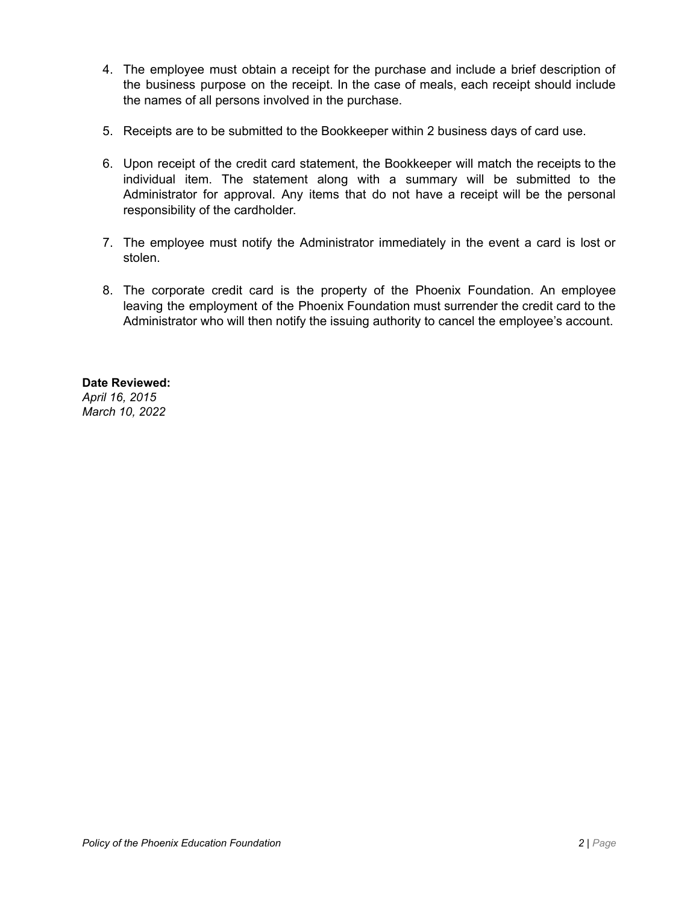4. The employee must obtain a receipt for the purchase and include a brief description of the business purpose on the receipt. In the case of meals, each receipt should include the names of all persons involved in the purchase.

5. Receipts are to be submitted to the Bookkeeper within 2 business days of card use.

6. Upon receipt of the credit card statement, the Bookkeeper will match the receipts to the individual item. The statement along with a summary will be submitted to the Administrator for approval. Any items that do not have a receipt will be the personal responsibility of the cardholder.

7. The employee must notify the Administrator immediately in the event a card is lost or stolen.

8. The corporate credit card is the property of the Phoenix Foundation. An employee leaving the employment of the Phoenix Foundation must surrender the credit card to the Administrator who will then notify the issuing authority to cancel the employee's account.

**Date Reviewed:**
*April 16, 2015*
*March 10, 2022*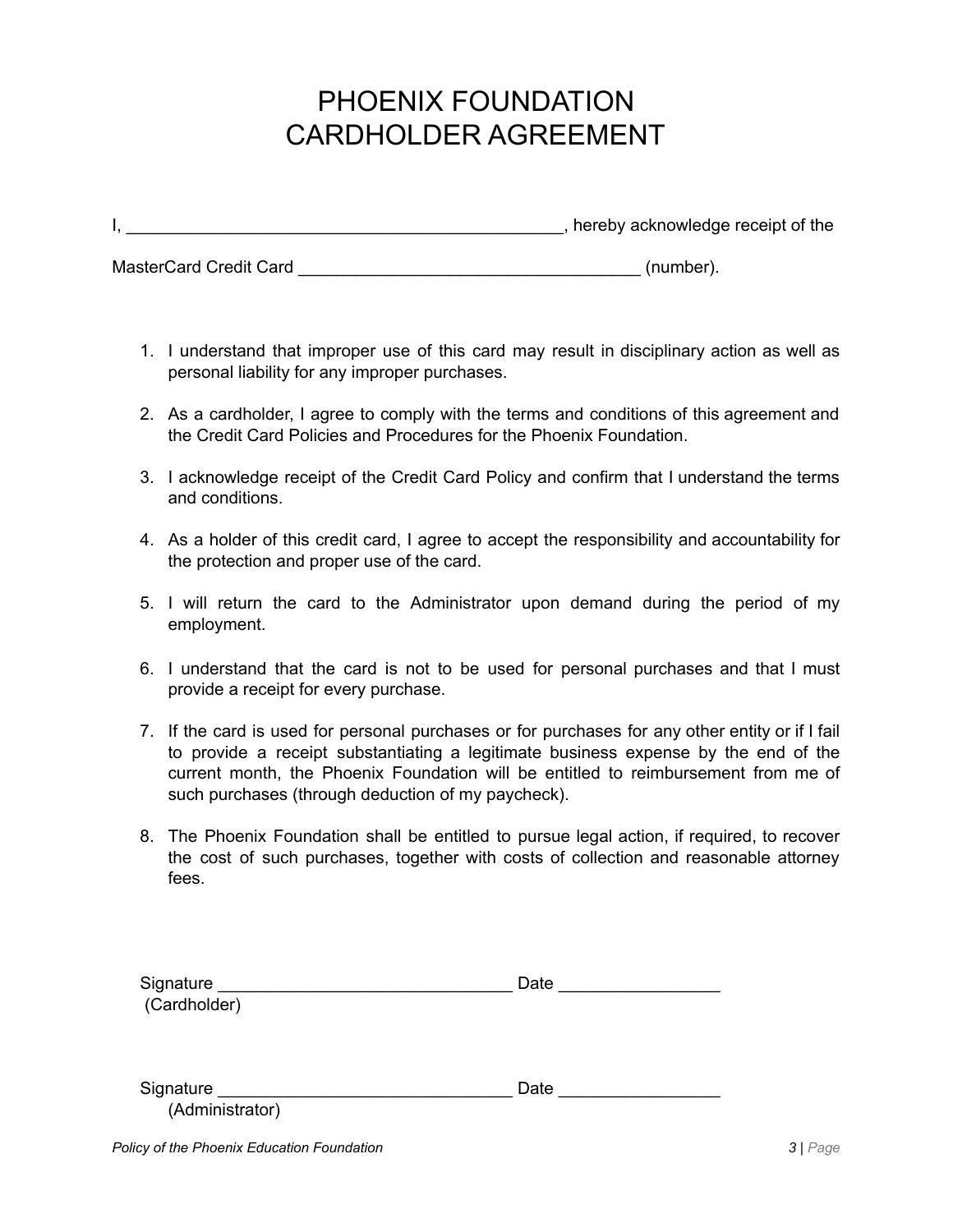# PHOENIX FOUNDATION
# CARDHOLDER AGREEMENT

I, _______________________________________________, hereby acknowledge receipt of the

MasterCard Credit Card ______________________________________ (number).

1. I understand that improper use of this card may result in disciplinary action as well as personal liability for any improper purchases.

2. As a cardholder, I agree to comply with the terms and conditions of this agreement and the Credit Card Policies and Procedures for the Phoenix Foundation.

3. I acknowledge receipt of the Credit Card Policy and confirm that I understand the terms and conditions.

4. As a holder of this credit card, I agree to accept the responsibility and accountability for the protection and proper use of the card.

5. I will return the card to the Administrator upon demand during the period of my employment.

6. I understand that the card is not to be used for personal purchases and that I must provide a receipt for every purchase.

7. If the card is used for personal purchases or for purchases for any other entity or if I fail to provide a receipt substantiating a legitimate business expense by the end of the current month, the Phoenix Foundation will be entitled to reimbursement from me of such purchases (through deduction of my paycheck).

8. The Phoenix Foundation shall be entitled to pursue legal action, if required, to recover the cost of such purchases, together with costs of collection and reasonable attorney fees.

Signature _______________________________ Date _________________
(Cardholder)

Signature _______________________________ Date _________________
(Administrator)